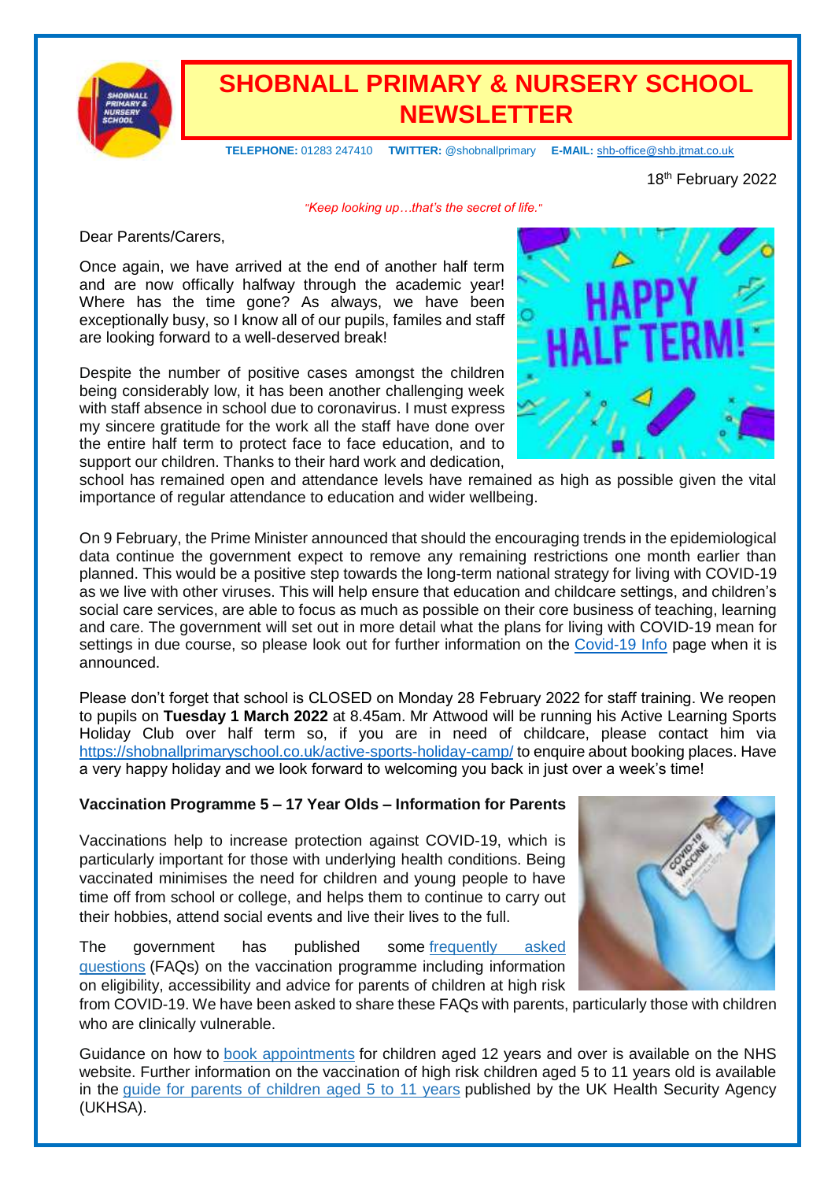# SHOBNALL PRIMARY & NURSERY SCHOOL NEWSLETTER

**TELEPHONE:** 01283 247410 **TWITTER:** @shobnallprimary **E-MAIL:** shb-office@shb.jtmat.co.uk

18th February 2022

*"Keep looking up…that's the secret of life."*

Dear Parents/Carers,

Once again, we have arrived at the end of another half term and are now offically halfway through the academic year! Where has the time gone? As always, we have been exceptionally busy, so I know all of our pupils, familes and staff are looking forward to a well-deserved break!

Despite the number of positive cases amongst the children being considerably low, it has been another challenging week with staff absence in school due to coronavirus. I must express my sincere gratitude for the work all the staff have done over the entire half term to protect face to face education, and to support our children. Thanks to their hard work and dedication, school has remained open and attendance levels have remained as high as possible given the vital importance of regular attendance to education and wider wellbeing.

On 9 February, the Prime Minister announced that should the encouraging trends in the epidemiological data continue the government expect to remove any remaining restrictions one month earlier than planned. This would be a positive step towards the long-term national strategy for living with COVID-19 as we live with other viruses. This will help ensure that education and childcare settings, and children's social care services, are able to focus as much as possible on their core business of teaching, learning and care. The government will set out in more detail what the plans for living with COVID-19 mean for settings in due course, so please look out for further information on the Covid-19 Info page when it is announced.

Please don't forget that school is CLOSED on Monday 28 February 2022 for staff training. We reopen to pupils on **Tuesday 1 March 2022** at 8.45am. Mr Attwood will be running his Active Learning Sports Holiday Club over half term so, if you are in need of childcare, please contact him via https://shobnallprimaryschool.co.uk/active-sports-holiday-camp/ to enquire about booking places. Have a very happy holiday and we look forward to welcoming you back in just over a week's time!

**Vaccination Programme 5 – 17 Year Olds – Information for Parents**

Vaccinations help to increase protection against COVID-19, which is particularly important for those with underlying health conditions. Being vaccinated minimises the need for children and young people to have time off from school or college, and helps them to continue to carry out their hobbies, attend social events and live their lives to the full.

The government has published some frequently asked questions (FAQs) on the vaccination programme including information on eligibility, accessibility and advice for parents of children at high risk from COVID-19. We have been asked to share these FAQs with parents, particularly those with children who are clinically vulnerable.

Guidance on how to book appointments for children aged 12 years and over is available on the NHS website. Further information on the vaccination of high risk children aged 5 to 11 years old is available in the guide for parents of children aged 5 to 11 years published by the UK Health Security Agency (UKHSA).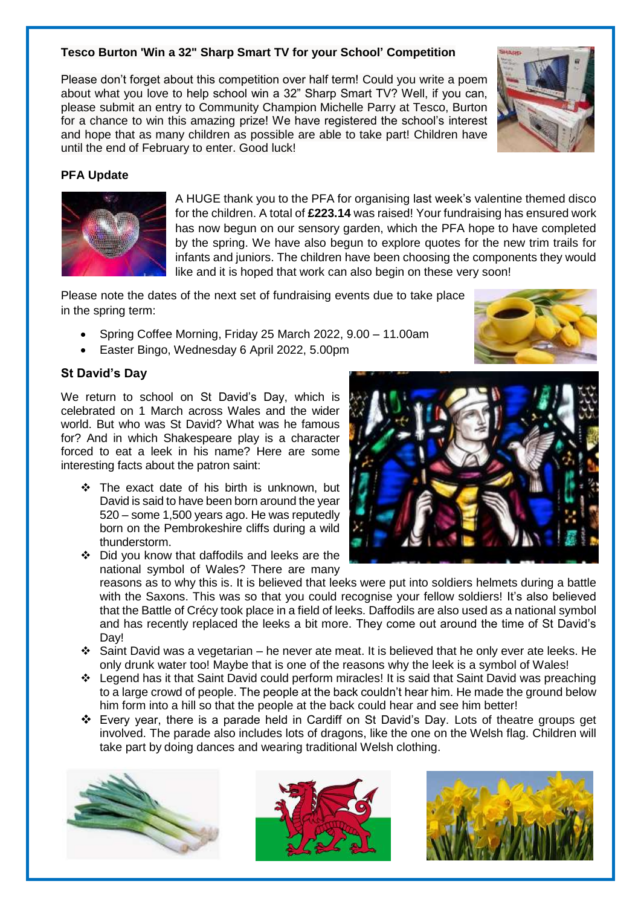**Tesco Burton 'Win a 32" Sharp Smart TV for your School' Competition**

Please don't forget about this competition over half term! Could you write a poem about what you love to help school win a 32" Sharp Smart TV? Well, if you can, please submit an entry to Community Champion Michelle Parry at Tesco, Burton for a chance to win this amazing prize! We have registered the school's interest and hope that as many children as possible are able to take part! Children have until the end of February to enter. Good luck!

**PFA Update**

A HUGE thank you to the PFA for organising last week's valentine themed disco for the children. A total of **£223.14** was raised! Your fundraising has ensured work has now begun on our sensory garden, which the PFA hope to have completed by the spring. We have also begun to explore quotes for the new trim trails for infants and juniors. The children have been choosing the components they would like and it is hoped that work can also begin on these very soon!

Please note the dates of the next set of fundraising events due to take place in the spring term:

- Spring Coffee Morning, Friday 25 March 2022, 9.00 – 11.00am
- Easter Bingo, Wednesday 6 April 2022, 5.00pm

**St David's Day**

We return to school on St David's Day, which is celebrated on 1 March across Wales and the wider world. But who was St David? What was he famous for? And in which Shakespeare play is a character forced to eat a leek in his name? Here are some interesting facts about the patron saint:

- The exact date of his birth is unknown, but David is said to have been born around the year 520 – some 1,500 years ago. He was reputedly born on the Pembrokeshire cliffs during a wild thunderstorm.
- Did you know that daffodils and leeks are the national symbol of Wales? There are many reasons as to why this is. It is believed that leeks were put into soldiers helmets during a battle with the Saxons. This was so that you could recognise your fellow soldiers! It's also believed that the Battle of Crécy took place in a field of leeks. Daffodils are also used as a national symbol and has recently replaced the leeks a bit more. They come out around the time of St David's Day!
- Saint David was a vegetarian – he never ate meat. It is believed that he only ever ate leeks. He only drunk water too! Maybe that is one of the reasons why the leek is a symbol of Wales!
- Legend has it that Saint David could perform miracles! It is said that Saint David was preaching to a large crowd of people. The people at the back couldn't hear him. He made the ground below him form into a hill so that the people at the back could hear and see him better!
- Every year, there is a parade held in Cardiff on St David's Day. Lots of theatre groups get involved. The parade also includes lots of dragons, like the one on the Welsh flag. Children will take part by doing dances and wearing traditional Welsh clothing.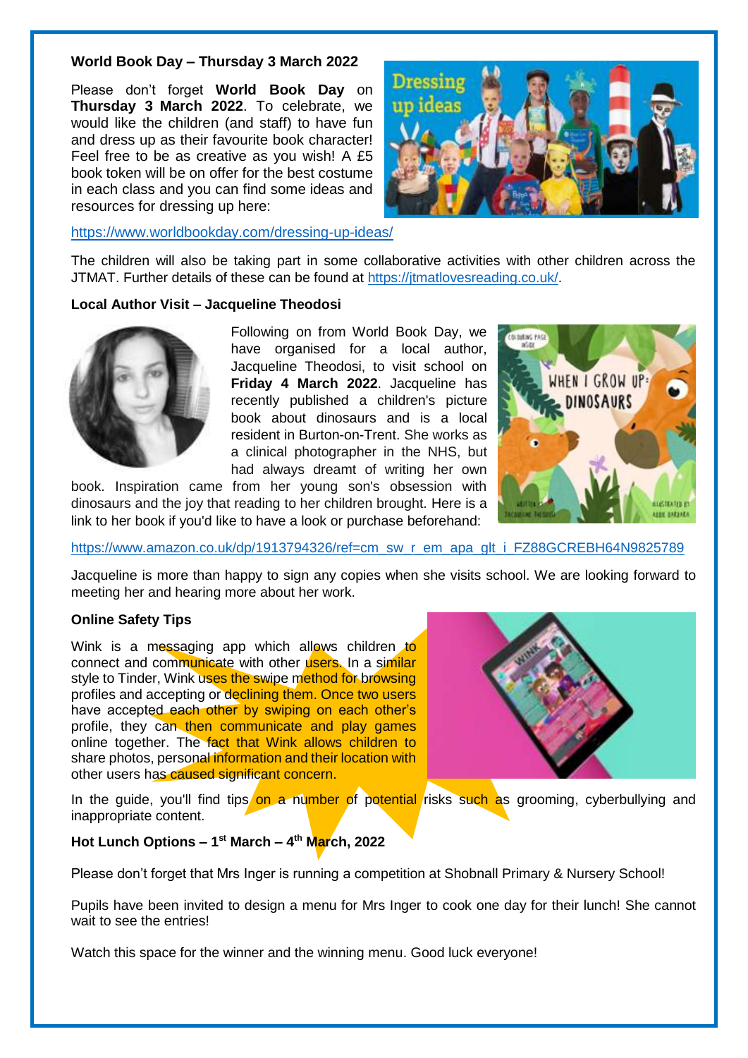**World Book Day – Thursday 3 March 2022**

Please don't forget **World Book Day** on **Thursday 3 March 2022**. To celebrate, we would like the children (and staff) to have fun and dress up as their favourite book character! Feel free to be as creative as you wish! A £5 book token will be on offer for the best costume in each class and you can find some ideas and resources for dressing up here:

https://www.worldbookday.com/dressing-up-ideas/

The children will also be taking part in some collaborative activities with other children across the JTMAT. Further details of these can be found at https://jtmatlovesreading.co.uk/.

**Local Author Visit – Jacqueline Theodosi**

Following on from World Book Day, we have organised for a local author, Jacqueline Theodosi, to visit school on **Friday 4 March 2022**. Jacqueline has recently published a children's picture book about dinosaurs and is a local resident in Burton-on-Trent. She works as a clinical photographer in the NHS, but had always dreamt of writing her own book. Inspiration came from her young son's obsession with dinosaurs and the joy that reading to her children brought. Here is a link to her book if you'd like to have a look or purchase beforehand:

https://www.amazon.co.uk/dp/1913794326/ref=cm_sw_r_em_apa_glt_i_FZ88GCREBH64N9825789

Jacqueline is more than happy to sign any copies when she visits school. We are looking forward to meeting her and hearing more about her work.

**Online Safety Tips**

Wink is a messaging app which allows children to connect and communicate with other users. In a similar style to Tinder, Wink uses the swipe method for browsing profiles and accepting or declining them. Once two users have accepted each other by swiping on each other's profile, they can then communicate and play games online together. The fact that Wink allows children to share photos, personal information and their location with other users has caused significant concern.

In the guide, you'll find tips on a number of potential risks such as grooming, cyberbullying and inappropriate content.

**Hot Lunch Options – 1st March – 4th March, 2022**

Please don't forget that Mrs Inger is running a competition at Shobnall Primary & Nursery School!

Pupils have been invited to design a menu for Mrs Inger to cook one day for their lunch! She cannot wait to see the entries!

Watch this space for the winner and the winning menu. Good luck everyone!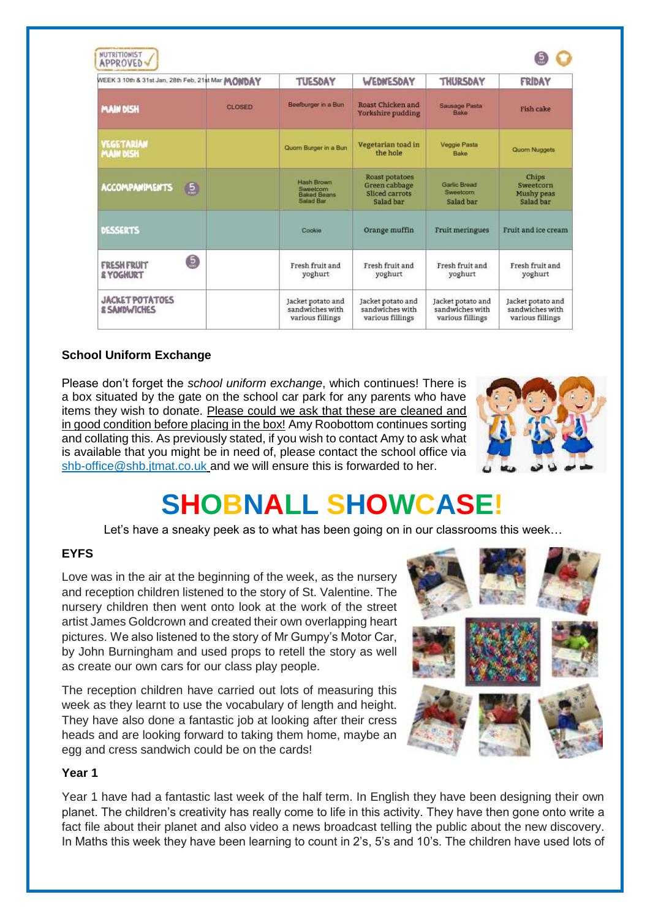NUTRITIONIST APPROVED ✓

| WEEK 3 10th & 31st Jan, 28th Feb, 21st Mar MONDAY | | TUESDAY | WEDNESDAY | THURSDAY | FRIDAY |
|---|---|---|---|---|---|
| MAIN DISH | CLOSED | Beefburger in a Bun | Roast Chicken and Yorkshire pudding | Sausage Pasta Bake | Fish cake |
| VEGETARIAN MAIN DISH | | Quorn Burger in a Bun | Vegetarian toad in the hole | Veggie Pasta Bake | Quorn Nuggets |
| ACCOMPANIMENTS | | Hash Brown Sweetcorn Baked Beans Salad Bar | Roast potatoes Green cabbage Sliced carrots Salad bar | Garlic Bread Sweetcorn Salad bar | Chips Sweetcorn Mushy peas Salad bar |
| DESSERTS | | Cookie | Orange muffin | Fruit meringues | Fruit and ice cream |
| FRESH FRUIT & YOGHURT | | Fresh fruit and yoghurt | Fresh fruit and yoghurt | Fresh fruit and yoghurt | Fresh fruit and yoghurt |
| JACKET POTATOES & SANDWICHES | | Jacket potato and sandwiches with various fillings | Jacket potato and sandwiches with various fillings | Jacket potato and sandwiches with various fillings | Jacket potato and sandwiches with various fillings |

**School Uniform Exchange**

Please don't forget the *school uniform exchange*, which continues! There is a box situated by the gate on the school car park for any parents who have items they wish to donate. Please could we ask that these are cleaned and in good condition before placing in the box! Amy Roobottom continues sorting and collating this. As previously stated, if you wish to contact Amy to ask what is available that you might be in need of, please contact the school office via shb-office@shb.jtmat.co.uk and we will ensure this is forwarded to her.

# SHOBNALL SHOWCASE!

Let's have a sneaky peek as to what has been going on in our classrooms this week…

**EYFS**

Love was in the air at the beginning of the week, as the nursery and reception children listened to the story of St. Valentine. The nursery children then went onto look at the work of the street artist James Goldcrown and created their own overlapping heart pictures. We also listened to the story of Mr Gumpy's Motor Car, by John Burningham and used props to retell the story as well as create our own cars for our class play people.

The reception children have carried out lots of measuring this week as they learnt to use the vocabulary of length and height. They have also done a fantastic job at looking after their cress heads and are looking forward to taking them home, maybe an egg and cress sandwich could be on the cards!

**Year 1**

Year 1 have had a fantastic last week of the half term. In English they have been designing their own planet. The children's creativity has really come to life in this activity. They have then gone onto write a fact file about their planet and also video a news broadcast telling the public about the new discovery. In Maths this week they have been learning to count in 2's, 5's and 10's. The children have used lots of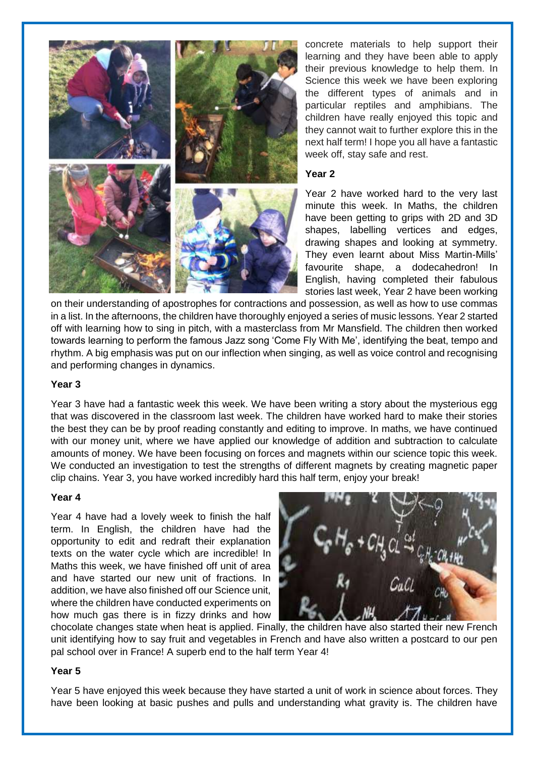concrete materials to help support their learning and they have been able to apply their previous knowledge to help them. In Science this week we have been exploring the different types of animals and in particular reptiles and amphibians. The children have really enjoyed this topic and they cannot wait to further explore this in the next half term! I hope you all have a fantastic week off, stay safe and rest.

**Year 2**

Year 2 have worked hard to the very last minute this week. In Maths, the children have been getting to grips with 2D and 3D shapes, labelling vertices and edges, drawing shapes and looking at symmetry. They even learnt about Miss Martin-Mills' favourite shape, a dodecahedron! In English, having completed their fabulous stories last week, Year 2 have been working on their understanding of apostrophes for contractions and possession, as well as how to use commas in a list. In the afternoons, the children have thoroughly enjoyed a series of music lessons. Year 2 started off with learning how to sing in pitch, with a masterclass from Mr Mansfield. The children then worked towards learning to perform the famous Jazz song 'Come Fly With Me', identifying the beat, tempo and rhythm. A big emphasis was put on our inflection when singing, as well as voice control and recognising and performing changes in dynamics.

**Year 3**

Year 3 have had a fantastic week this week. We have been writing a story about the mysterious egg that was discovered in the classroom last week. The children have worked hard to make their stories the best they can be by proof reading constantly and editing to improve. In maths, we have continued with our money unit, where we have applied our knowledge of addition and subtraction to calculate amounts of money. We have been focusing on forces and magnets within our science topic this week. We conducted an investigation to test the strengths of different magnets by creating magnetic paper clip chains. Year 3, you have worked incredibly hard this half term, enjoy your break!

**Year 4**

Year 4 have had a lovely week to finish the half term. In English, the children have had the opportunity to edit and redraft their explanation texts on the water cycle which are incredible! In Maths this week, we have finished off unit of area and have started our new unit of fractions. In addition, we have also finished off our Science unit, where the children have conducted experiments on how much gas there is in fizzy drinks and how chocolate changes state when heat is applied. Finally, the children have also started their new French unit identifying how to say fruit and vegetables in French and have also written a postcard to our pen pal school over in France! A superb end to the half term Year 4!

**Year 5**

Year 5 have enjoyed this week because they have started a unit of work in science about forces. They have been looking at basic pushes and pulls and understanding what gravity is. The children have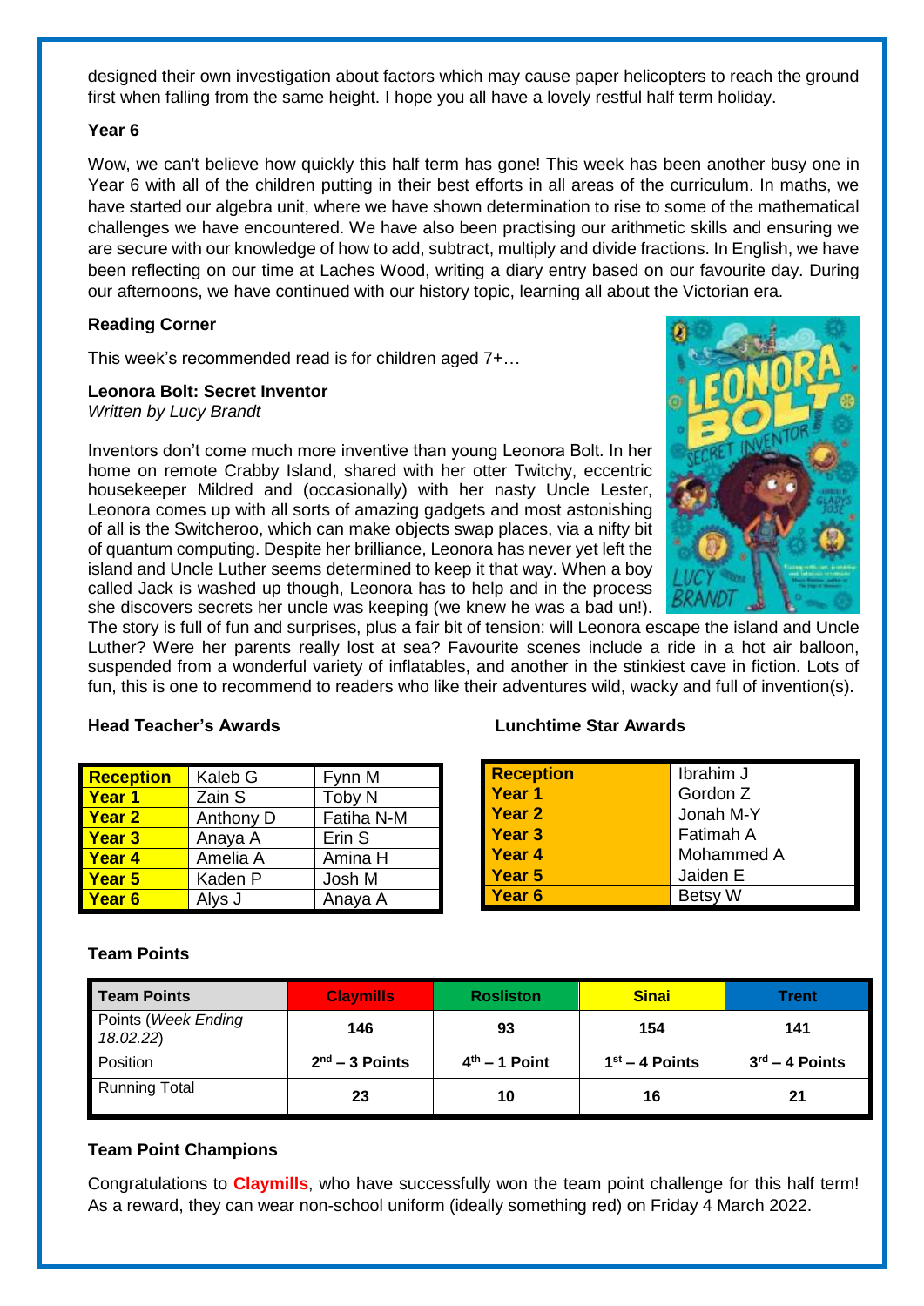designed their own investigation about factors which may cause paper helicopters to reach the ground first when falling from the same height. I hope you all have a lovely restful half term holiday.

### Year 6

Wow, we can't believe how quickly this half term has gone! This week has been another busy one in Year 6 with all of the children putting in their best efforts in all areas of the curriculum. In maths, we have started our algebra unit, where we have shown determination to rise to some of the mathematical challenges we have encountered. We have also been practising our arithmetic skills and ensuring we are secure with our knowledge of how to add, subtract, multiply and divide fractions. In English, we have been reflecting on our time at Laches Wood, writing a diary entry based on our favourite day. During our afternoons, we have continued with our history topic, learning all about the Victorian era.

### Reading Corner

This week's recommended read is for children aged 7+…

**Leonora Bolt: Secret Inventor**
*Written by Lucy Brandt*

Inventors don't come much more inventive than young Leonora Bolt. In her home on remote Crabby Island, shared with her otter Twitchy, eccentric housekeeper Mildred and (occasionally) with her nasty Uncle Lester, Leonora comes up with all sorts of amazing gadgets and most astonishing of all is the Switcheroo, which can make objects swap places, via a nifty bit of quantum computing. Despite her brilliance, Leonora has never yet left the island and Uncle Luther seems determined to keep it that way. When a boy called Jack is washed up though, Leonora has to help and in the process she discovers secrets her uncle was keeping (we knew he was a bad un!). The story is full of fun and surprises, plus a fair bit of tension: will Leonora escape the island and Uncle Luther? Were her parents really lost at sea? Favourite scenes include a ride in a hot air balloon, suspended from a wonderful variety of inflatables, and another in the stinkiest cave in fiction. Lots of fun, this is one to recommend to readers who like their adventures wild, wacky and full of invention(s).

### Head Teacher's Awards

| Reception | Kaleb G | Fynn M |
|---|---|---|
| Year 1 | Zain S | Toby N |
| Year 2 | Anthony D | Fatiha N-M |
| Year 3 | Anaya A | Erin S |
| Year 4 | Amelia A | Amina H |
| Year 5 | Kaden P | Josh M |
| Year 6 | Alys J | Anaya A |

### Lunchtime Star Awards

| Reception | Ibrahim J |
|---|---|
| Year 1 | Gordon Z |
| Year 2 | Jonah M-Y |
| Year 3 | Fatimah A |
| Year 4 | Mohammed A |
| Year 5 | Jaiden E |
| Year 6 | Betsy W |

### Team Points

| Team Points | Claymills | Rosliston | Sinai | Trent |
|---|---|---|---|---|
| Points (*Week Ending 18.02.22*) | 146 | 93 | 154 | 141 |
| Position | 2nd – 3 Points | 4th – 1 Point | 1st – 4 Points | 3rd – 4 Points |
| Running Total | 23 | 10 | 16 | 21 |

### Team Point Champions

Congratulations to **Claymills**, who have successfully won the team point challenge for this half term! As a reward, they can wear non-school uniform (ideally something red) on Friday 4 March 2022.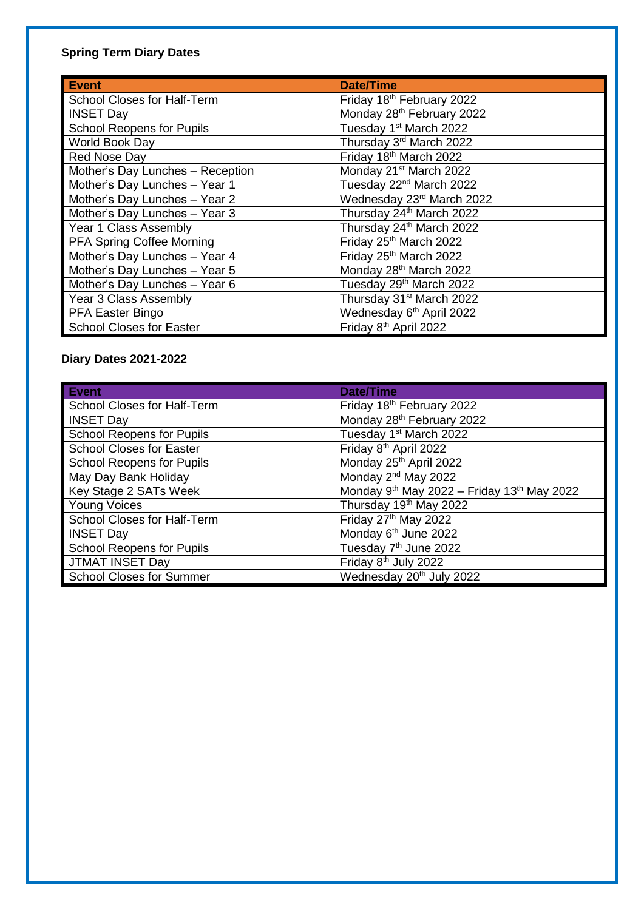**Spring Term Diary Dates**

| Event | Date/Time |
|---|---|
| School Closes for Half-Term | Friday 18th February 2022 |
| INSET Day | Monday 28th February 2022 |
| School Reopens for Pupils | Tuesday 1st March 2022 |
| World Book Day | Thursday 3rd March 2022 |
| Red Nose Day | Friday 18th March 2022 |
| Mother's Day Lunches – Reception | Monday 21st March 2022 |
| Mother's Day Lunches – Year 1 | Tuesday 22nd March 2022 |
| Mother's Day Lunches – Year 2 | Wednesday 23rd March 2022 |
| Mother's Day Lunches – Year 3 | Thursday 24th March 2022 |
| Year 1 Class Assembly | Thursday 24th March 2022 |
| PFA Spring Coffee Morning | Friday 25th March 2022 |
| Mother's Day Lunches – Year 4 | Friday 25th March 2022 |
| Mother's Day Lunches – Year 5 | Monday 28th March 2022 |
| Mother's Day Lunches – Year 6 | Tuesday 29th March 2022 |
| Year 3 Class Assembly | Thursday 31st March 2022 |
| PFA Easter Bingo | Wednesday 6th April 2022 |
| School Closes for Easter | Friday 8th April 2022 |

**Diary Dates 2021-2022**

| Event | Date/Time |
|---|---|
| School Closes for Half-Term | Friday 18th February 2022 |
| INSET Day | Monday 28th February 2022 |
| School Reopens for Pupils | Tuesday 1st March 2022 |
| School Closes for Easter | Friday 8th April 2022 |
| School Reopens for Pupils | Monday 25th April 2022 |
| May Day Bank Holiday | Monday 2nd May 2022 |
| Key Stage 2 SATs Week | Monday 9th May 2022 – Friday 13th May 2022 |
| Young Voices | Thursday 19th May 2022 |
| School Closes for Half-Term | Friday 27th May 2022 |
| INSET Day | Monday 6th June 2022 |
| School Reopens for Pupils | Tuesday 7th June 2022 |
| JTMAT INSET Day | Friday 8th July 2022 |
| School Closes for Summer | Wednesday 20th July 2022 |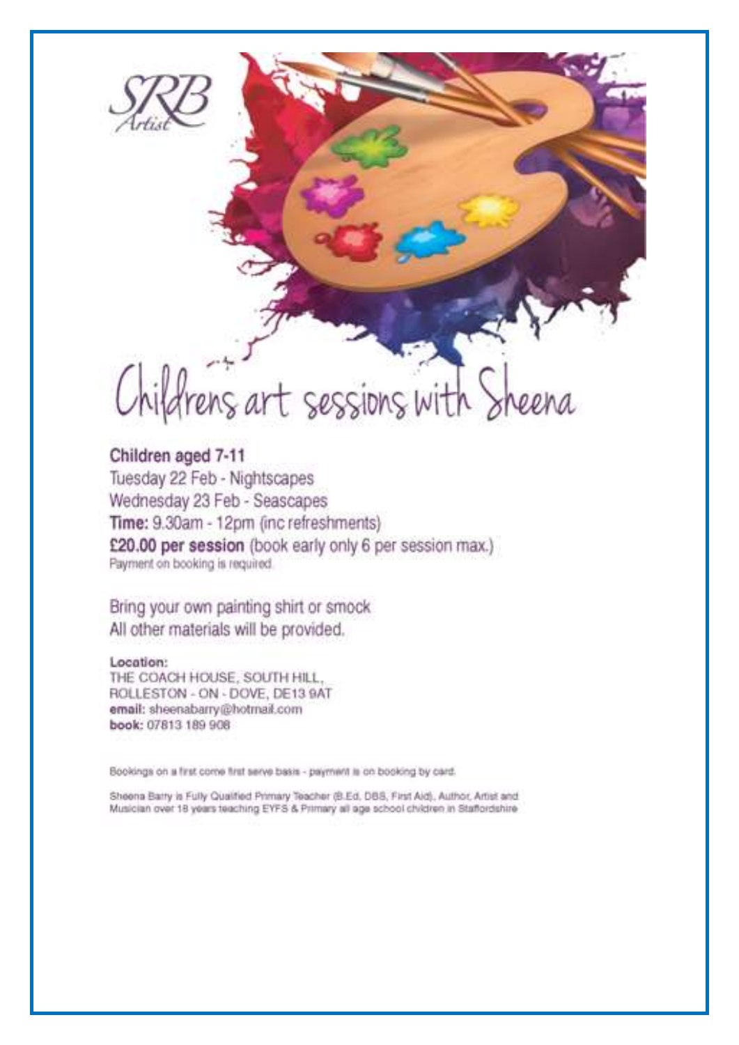SRB Artist

# Childrens art sessions with Sheena

**Children aged 7-11**
Tuesday 22 Feb - Nightscapes
Wednesday 23 Feb - Seascapes
**Time:** 9.30am - 12pm (inc refreshments)
**£20.00 per session** (book early only 6 per session max.)
Payment on booking is required.

Bring your own painting shirt or smock
All other materials will be provided.

**Location:**
THE COACH HOUSE, SOUTH HILL,
ROLLESTON - ON - DOVE, DE13 9AT
**email:** sheenabarry@hotmail.com
**book:** 07813 189 908

Bookings on a first come first serve basis - payment is on booking by card.

Sheena Barry is Fully Qualified Primary Teacher (B.Ed, DBS, First Aid), Author, Artist and Musician over 18 years teaching EYFS & Primary all age school children in Staffordshire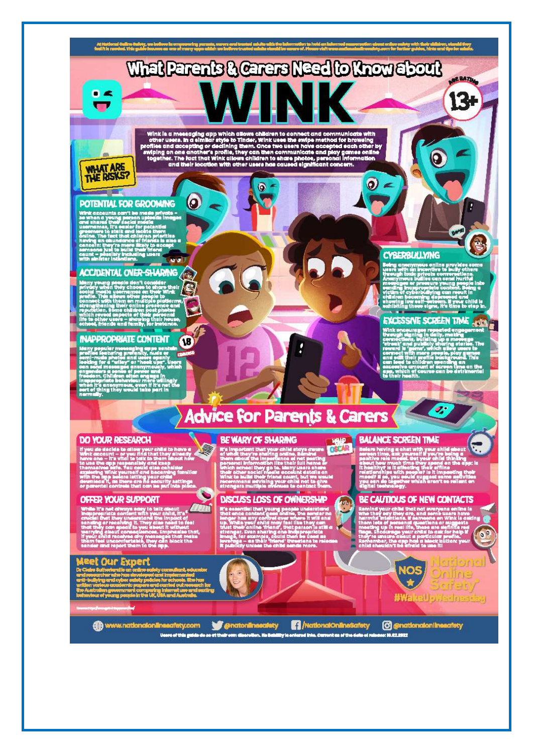At National Online Safety, we believe in empowering parents, carers and trusted adults with the information to hold an informed conversation about online safety with their children, should they feel it is needed. This guide focuses on one of many apps which we believe trusted adults should be aware of. Please visit www.nationalonlinesafety.com for further guides, hints and tips for adults.

# What Parents & Carers Need to Know about WINK

AGE RATING 13+

Wink is a messaging app which allows children to connect and communicate with other users. In a similar style to Tinder, Wink uses the swipe method for browsing profiles and accepting or declining them. Once two users have accepted each other by swiping on one another's profile, they can then communicate and play games online together. The fact that Wink allows children to share photos, personal information and their location with other users has caused significant concern.

## WHAT ARE THE RISKS?

### POTENTIAL FOR GROOMING

Wink accounts can't be made private – so when a young person uploads images and shares their social media usernames, it's easier for potential groomers to stalk and locate them online. The fact that children prioritise having an abundance of friends is also a concern: they're more likely to accept someone just to build their friend count – possibly including users with sinister intentions.

### ACCIDENTAL OVER-SHARING

Many young people don't consider privacy when they choose to share their social media usernames on their Wink profile. This allows other people to connect with them on multiple platforms, strengthening their online presence and reputation. Some children post photos which reveal aspects of their personal life to other users – showing their house, school, friends and family, for instance.

### INAPPROPRIATE CONTENT

Many popular messaging apps contain profiles featuring profanity, nude or semi-nude photos and users openly looking for a "wifey" or "hook ups". Users can send messages anonymously, which engenders a sense of power and freedom. Children often engage in inappropriate behaviour more willingly when it's anonymous, even if it's not the sort of thing they would take part in normally.

### CYBERBULLYING

Being anonymous online provides some users with an incentive to bully others through toxic private conversations. Anonymous bullies can send hurtful messages or pressure young people into sending inappropriate content. Being a victim of cyberbullying can result in children becoming depressed and showing low self-esteem. If your child is exhibiting these signs, it's time to step in.

### EXCESSIVE SCREEN TIME

Wink encourages repeated engagement through signing in daily, making connections, building up a message "streak" and publicly sharing stories. The reward is "gems", which allow users to connect with more people, play games and edit their profile background. This can lead to children spending an excessive amount of screen time on the app, which of course can be detrimental to their health.

## Advice for Parents & Carers

### DO YOUR RESEARCH

If you do decide to allow your child to have a Wink account – or you find that they already have one – it's vital to talk to them about how to use the app responsibly and keep themselves safe. You could also consider exploring Wink yourself and becoming familiar with the app before letting your child download it, as there are no security settings or parental controls that can be put into place.

### BE WARY OF SHARING

It's important that your child stays aware of what they're sharing online. Remind them about the importance of not posting personal information like their full name or which school they go to. Many users share their other social media account details on Wink to build their friend count, but we would recommend advising your child not to give strangers multiple avenues to contact them.

### BALANCE SCREEN TIME

Before having a chat with your child about screen time, ask yourself if you're being a positive role model. Get your child thinking about how much time they spend on the app: is it healthy? Is it affecting their offline relationships with people? Is it impacting their mood? If so, you could suggest some activities you can do together which aren't so reliant on digital technology.

### OFFER YOUR SUPPORT

While it's not always easy to talk about inappropriate content with your child, it's crucial that they understand the impact of sending or receiving it. They also need to feel that they can speak to you about it without worrying about consequences. Emphasise that, if your child receives any messages that make them feel uncomfortable, they can block the sender and report them to the app.

### DISCUSS LOSS OF OWNERSHIP

It's essential that young people understand that once content goes online, the sender no longer has any control over where it will end up. While your child may feel like they can trust their online 'friend', that person is still a stranger. Even sharing one inappropriate image, for example, could then be used as leverage – as their 'friend' threatens to release it publicly unless the child sends more.

### BE CAUTIOUS OF NEW CONTACTS

Remind your child that not everyone online is who they say they are, and some users have harmful intentions. If someone on Wink is asking them lots of personal questions or suggests meeting up in real life, these are definite red flags. Encourage your child to ask for help if they're unsure about a particular profile. Remember, the app has a block button: your child shouldn't be afraid to use it!

## Meet Our Expert

Dr Claire Sutherland is an online safety consultant, educator and researcher who has developed and implemented anti-bullying and cyber safety policies for schools. She has written various academic papers and carried out research for the Australian government comparing internet use and sexting behaviour of young people in the UK, USA and Australia.

National Online Safety #WakeUpWednesday

www.nationalonlinesafety.com | @natonlinesafety | /NationalOnlineSafety | @nationalonlinesafety

Users of this guide do so at their own discretion. No liability is entered into. Current as of the date of release: 16.02.2022